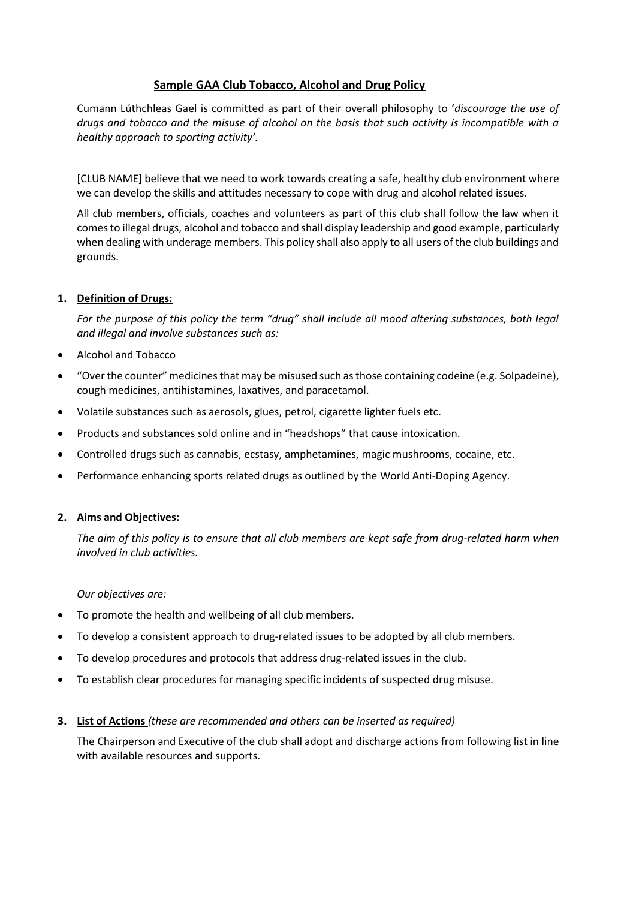# Sample GAA Club Tobacco, Alcohol and Drug Policy

Cumann Lúthchleas Gael is committed as part of their overall philosophy to '*discourage the use of drugs and tobacco and the misuse of alcohol on the basis that such activity is incompatible with a healthy approach to sporting activity'*.

[CLUB NAME] believe that we need to work towards creating a safe, healthy club environment where we can develop the skills and attitudes necessary to cope with drug and alcohol related issues.

All club members, officials, coaches and volunteers as part of this club shall follow the law when it comes to illegal drugs, alcohol and tobacco and shall display leadership and good example, particularly when dealing with underage members. This policy shall also apply to all users of the club buildings and grounds.

## 1. Definition of Drugs:

*For the purpose of this policy the term "drug" shall include all mood altering substances, both legal and illegal and involve substances such as:*

- Alcohol and Tobacco
- "Over the counter" medicines that may be misused such as those containing codeine (e.g. Solpadeine), cough medicines, antihistamines, laxatives, and paracetamol.
- Volatile substances such as aerosols, glues, petrol, cigarette lighter fuels etc.
- Products and substances sold online and in "headshops" that cause intoxication.
- Controlled drugs such as cannabis, ecstasy, amphetamines, magic mushrooms, cocaine, etc.
- Performance enhancing sports related drugs as outlined by the World Anti-Doping Agency.

## 2. Aims and Objectives:

*The aim of this policy is to ensure that all club members are kept safe from drug-related harm when involved in club activities.*

*Our objectives are:*

- To promote the health and wellbeing of all club members.
- To develop a consistent approach to drug-related issues to be adopted by all club members.
- To develop procedures and protocols that address drug-related issues in the club.
- To establish clear procedures for managing specific incidents of suspected drug misuse.

## 3. List of Actions *(these are recommended and others can be inserted as required)*

The Chairperson and Executive of the club shall adopt and discharge actions from following list in line with available resources and supports.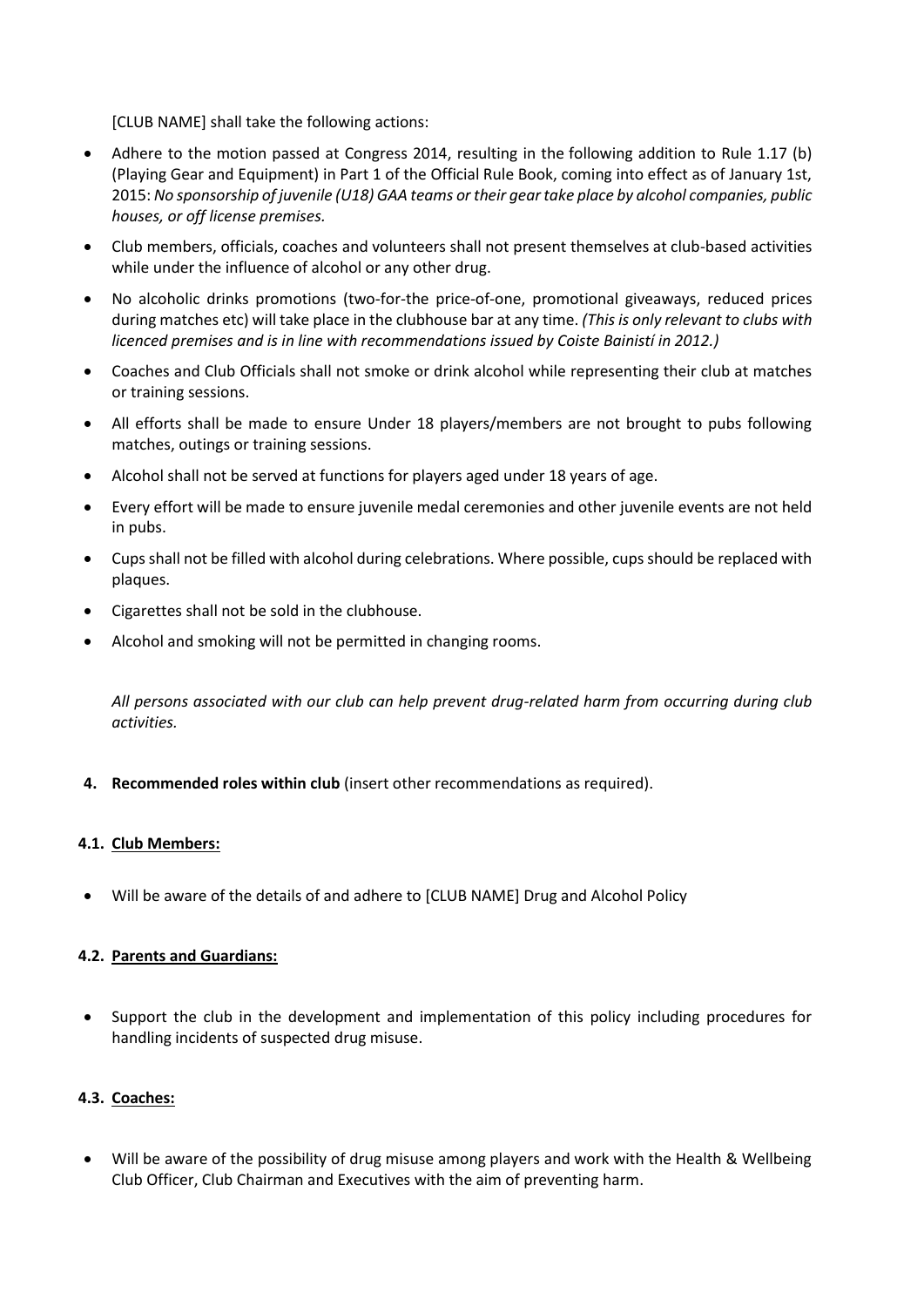[CLUB NAME] shall take the following actions:

- Adhere to the motion passed at Congress 2014, resulting in the following addition to Rule 1.17 (b) (Playing Gear and Equipment) in Part 1 of the Official Rule Book, coming into effect as of January 1st, 2015: *No sponsorship of juvenile (U18) GAA teams or their gear take place by alcohol companies, public houses, or off license premises.*
- Club members, officials, coaches and volunteers shall not present themselves at club-based activities while under the influence of alcohol or any other drug.
- No alcoholic drinks promotions (two-for-the price-of-one, promotional giveaways, reduced prices during matches etc) will take place in the clubhouse bar at any time. *(This is only relevant to clubs with licenced premises and is in line with recommendations issued by Coiste Bainistí in 2012.)*
- Coaches and Club Officials shall not smoke or drink alcohol while representing their club at matches or training sessions.
- All efforts shall be made to ensure Under 18 players/members are not brought to pubs following matches, outings or training sessions.
- Alcohol shall not be served at functions for players aged under 18 years of age.
- Every effort will be made to ensure juvenile medal ceremonies and other juvenile events are not held in pubs.
- Cups shall not be filled with alcohol during celebrations. Where possible, cups should be replaced with plaques.
- Cigarettes shall not be sold in the clubhouse.
- Alcohol and smoking will not be permitted in changing rooms.

*All persons associated with our club can help prevent drug-related harm from occurring during club activities.*

**4. Recommended roles within club** (insert other recommendations as required).

**4.1. Club Members:**

- Will be aware of the details of and adhere to [CLUB NAME] Drug and Alcohol Policy

**4.2. Parents and Guardians:**

- Support the club in the development and implementation of this policy including procedures for handling incidents of suspected drug misuse.

**4.3. Coaches:**

- Will be aware of the possibility of drug misuse among players and work with the Health & Wellbeing Club Officer, Club Chairman and Executives with the aim of preventing harm.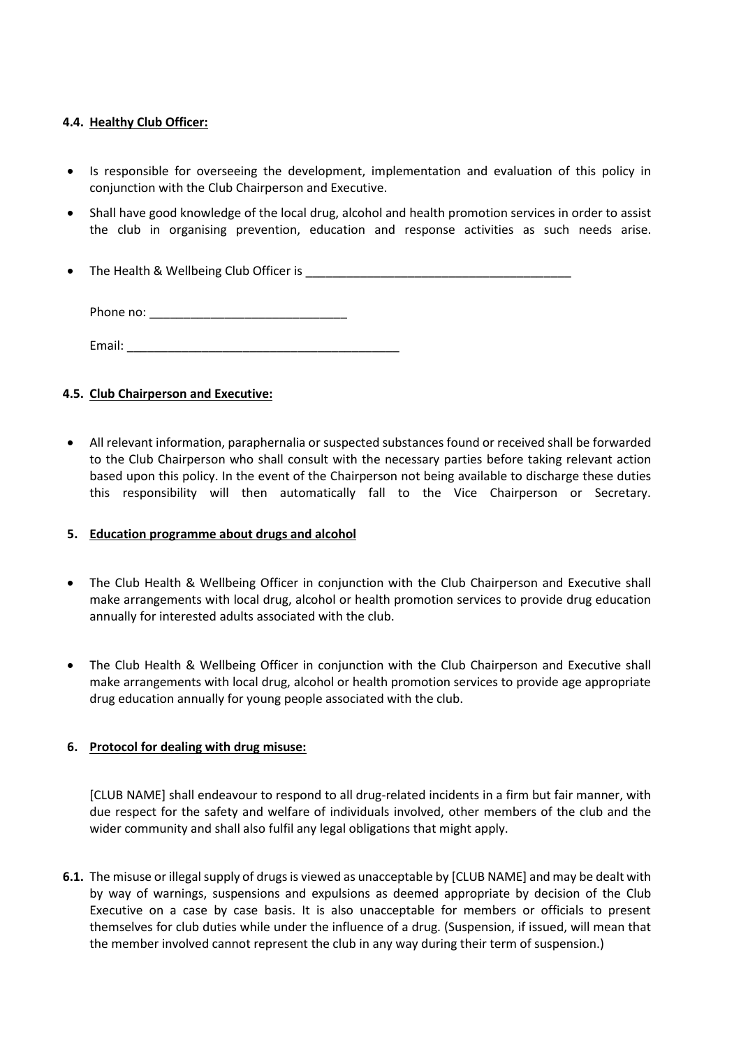#### 4.4. **Healthy Club Officer:**

- Is responsible for overseeing the development, implementation and evaluation of this policy in conjunction with the Club Chairperson and Executive.
- Shall have good knowledge of the local drug, alcohol and health promotion services in order to assist the club in organising prevention, education and response activities as such needs arise.
- The Health & Wellbeing Club Officer is ________________________________________

  Phone no: _____________________________

  Email: _________________________________________

#### 4.5. **Club Chairperson and Executive:**

- All relevant information, paraphernalia or suspected substances found or received shall be forwarded to the Club Chairperson who shall consult with the necessary parties before taking relevant action based upon this policy. In the event of the Chairperson not being available to discharge these duties this responsibility will then automatically fall to the Vice Chairperson or Secretary.

### 5. **Education programme about drugs and alcohol**

- The Club Health & Wellbeing Officer in conjunction with the Club Chairperson and Executive shall make arrangements with local drug, alcohol or health promotion services to provide drug education annually for interested adults associated with the club.
- The Club Health & Wellbeing Officer in conjunction with the Club Chairperson and Executive shall make arrangements with local drug, alcohol or health promotion services to provide age appropriate drug education annually for young people associated with the club.

### 6. **Protocol for dealing with drug misuse:**

[CLUB NAME] shall endeavour to respond to all drug-related incidents in a firm but fair manner, with due respect for the safety and welfare of individuals involved, other members of the club and the wider community and shall also fulfil any legal obligations that might apply.

**6.1.** The misuse or illegal supply of drugs is viewed as unacceptable by [CLUB NAME] and may be dealt with by way of warnings, suspensions and expulsions as deemed appropriate by decision of the Club Executive on a case by case basis. It is also unacceptable for members or officials to present themselves for club duties while under the influence of a drug. (Suspension, if issued, will mean that the member involved cannot represent the club in any way during their term of suspension.)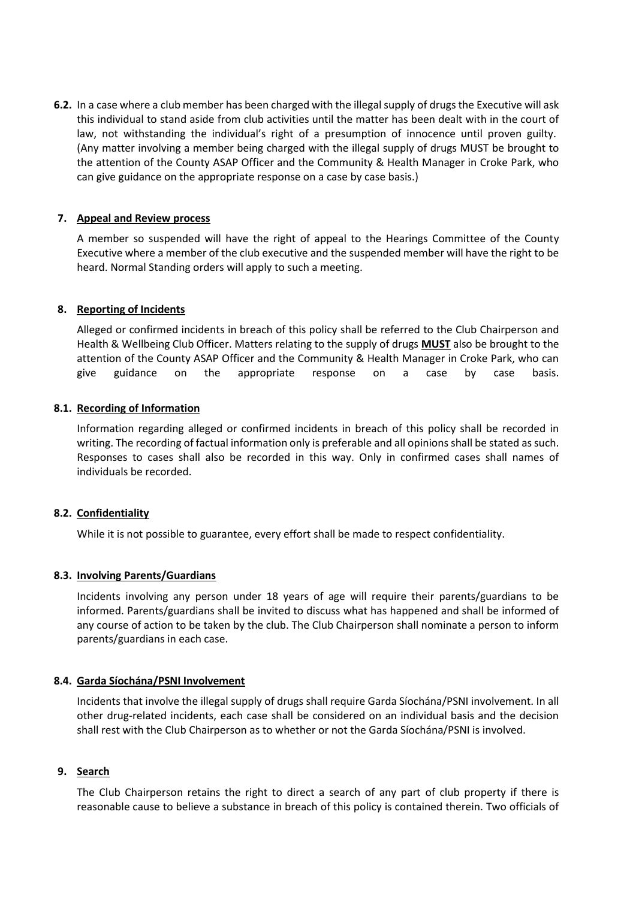**6.2.** In a case where a club member has been charged with the illegal supply of drugs the Executive will ask this individual to stand aside from club activities until the matter has been dealt with in the court of law, not withstanding the individual's right of a presumption of innocence until proven guilty. (Any matter involving a member being charged with the illegal supply of drugs MUST be brought to the attention of the County ASAP Officer and the Community & Health Manager in Croke Park, who can give guidance on the appropriate response on a case by case basis.)

## 7. Appeal and Review process

A member so suspended will have the right of appeal to the Hearings Committee of the County Executive where a member of the club executive and the suspended member will have the right to be heard. Normal Standing orders will apply to such a meeting.

## 8. Reporting of Incidents

Alleged or confirmed incidents in breach of this policy shall be referred to the Club Chairperson and Health & Wellbeing Club Officer. Matters relating to the supply of drugs **MUST** also be brought to the attention of the County ASAP Officer and the Community & Health Manager in Croke Park, who can give guidance on the appropriate response on a case by case basis.

### 8.1. Recording of Information

Information regarding alleged or confirmed incidents in breach of this policy shall be recorded in writing. The recording of factual information only is preferable and all opinions shall be stated as such. Responses to cases shall also be recorded in this way. Only in confirmed cases shall names of individuals be recorded.

### 8.2. Confidentiality

While it is not possible to guarantee, every effort shall be made to respect confidentiality.

### 8.3. Involving Parents/Guardians

Incidents involving any person under 18 years of age will require their parents/guardians to be informed. Parents/guardians shall be invited to discuss what has happened and shall be informed of any course of action to be taken by the club. The Club Chairperson shall nominate a person to inform parents/guardians in each case.

### 8.4. Garda Síochána/PSNI Involvement

Incidents that involve the illegal supply of drugs shall require Garda Síochána/PSNI involvement. In all other drug-related incidents, each case shall be considered on an individual basis and the decision shall rest with the Club Chairperson as to whether or not the Garda Síochána/PSNI is involved.

## 9. Search

The Club Chairperson retains the right to direct a search of any part of club property if there is reasonable cause to believe a substance in breach of this policy is contained therein. Two officials of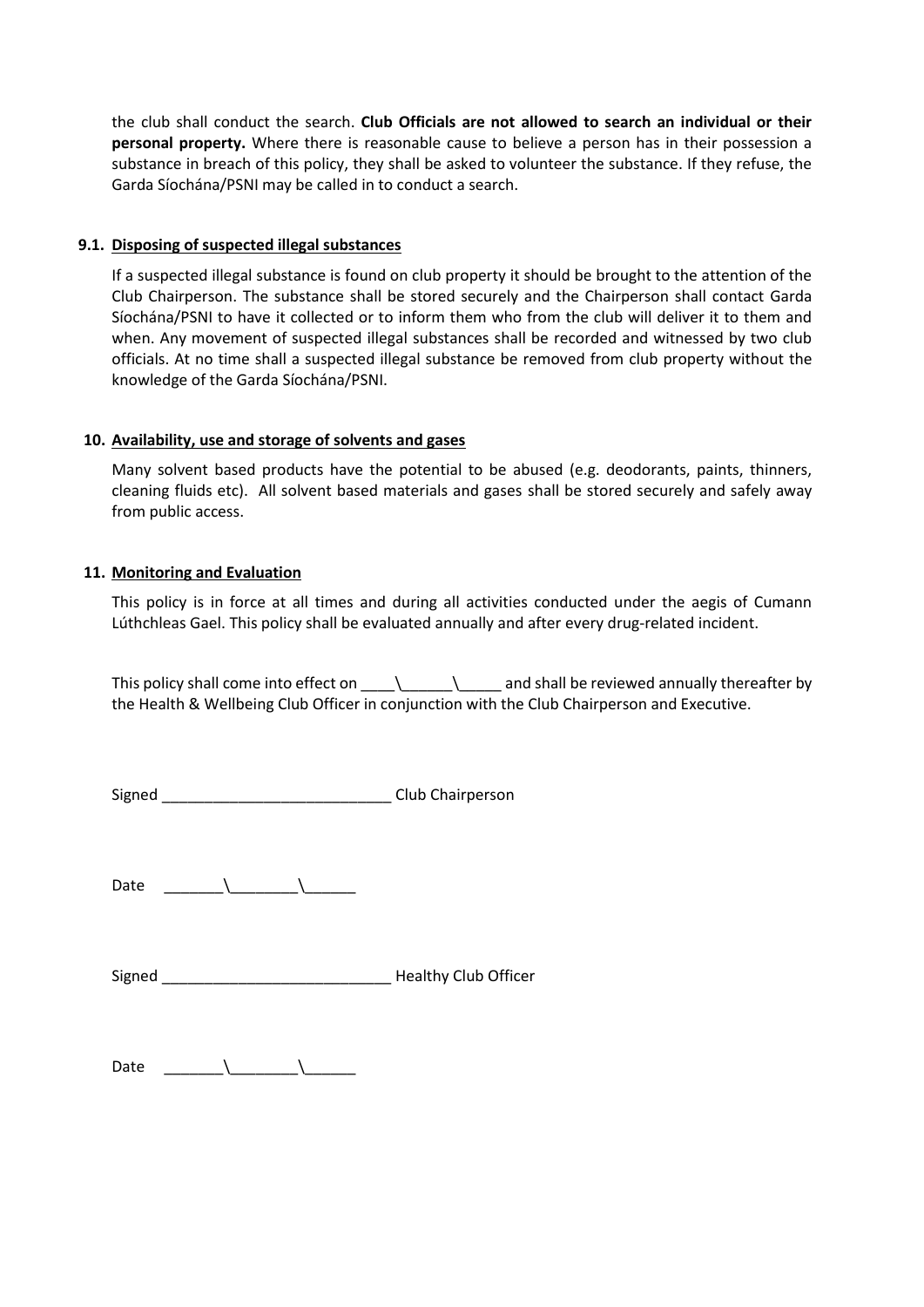the club shall conduct the search. **Club Officials are not allowed to search an individual or their personal property.** Where there is reasonable cause to believe a person has in their possession a substance in breach of this policy, they shall be asked to volunteer the substance. If they refuse, the Garda Síochána/PSNI may be called in to conduct a search.

### 9.1. Disposing of suspected illegal substances

If a suspected illegal substance is found on club property it should be brought to the attention of the Club Chairperson. The substance shall be stored securely and the Chairperson shall contact Garda Síochána/PSNI to have it collected or to inform them who from the club will deliver it to them and when. Any movement of suspected illegal substances shall be recorded and witnessed by two club officials. At no time shall a suspected illegal substance be removed from club property without the knowledge of the Garda Síochána/PSNI.

## 10. Availability, use and storage of solvents and gases

Many solvent based products have the potential to be abused (e.g. deodorants, paints, thinners, cleaning fluids etc). All solvent based materials and gases shall be stored securely and safely away from public access.

## 11. Monitoring and Evaluation

This policy is in force at all times and during all activities conducted under the aegis of Cumann Lúthchleas Gael. This policy shall be evaluated annually and after every drug-related incident.

This policy shall come into effect on ____\______\_____ and shall be reviewed annually thereafter by the Health & Wellbeing Club Officer in conjunction with the Club Chairperson and Executive.

Signed ___________________________ Club Chairperson

Date _______\________\______

Signed ___________________________ Healthy Club Officer

Date _______\________\______